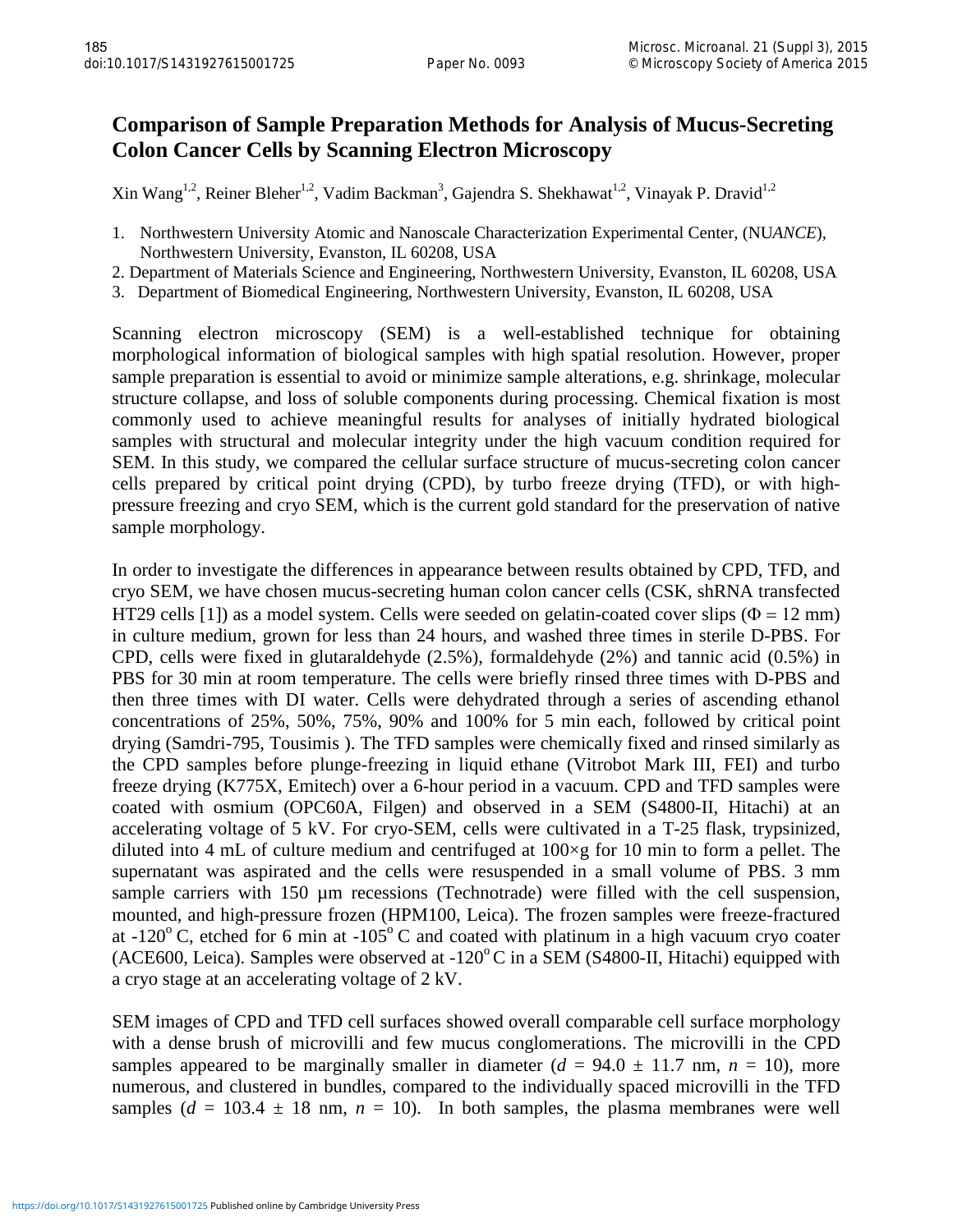# Comparison of Sample Preparation Methods for Analysis of Mucus-Secreting Colon Cancer Cells by Scanning Electron Microscopy

Xin Wang[1,2], Reiner Bleher[1,2], Vadim Backman[3], Gajendra S. Shekhawat[1,2], Vinayak P. Dravid[1,2]

1. Northwestern University Atomic and Nanoscale Characterization Experimental Center, (NU*ANCE*), Northwestern University, Evanston, IL 60208, USA
2. Department of Materials Science and Engineering, Northwestern University, Evanston, IL 60208, USA
3. Department of Biomedical Engineering, Northwestern University, Evanston, IL 60208, USA

Scanning electron microscopy (SEM) is a well-established technique for obtaining morphological information of biological samples with high spatial resolution. However, proper sample preparation is essential to avoid or minimize sample alterations, e.g. shrinkage, molecular structure collapse, and loss of soluble components during processing. Chemical fixation is most commonly used to achieve meaningful results for analyses of initially hydrated biological samples with structural and molecular integrity under the high vacuum condition required for SEM. In this study, we compared the cellular surface structure of mucus-secreting colon cancer cells prepared by critical point drying (CPD), by turbo freeze drying (TFD), or with high-pressure freezing and cryo SEM, which is the current gold standard for the preservation of native sample morphology.

In order to investigate the differences in appearance between results obtained by CPD, TFD, and cryo SEM, we have chosen mucus-secreting human colon cancer cells (CSK, shRNA transfected HT29 cells [1]) as a model system. Cells were seeded on gelatin-coated cover slips ($\Phi = 12$ mm) in culture medium, grown for less than 24 hours, and washed three times in sterile D-PBS. For CPD, cells were fixed in glutaraldehyde (2.5%), formaldehyde (2%) and tannic acid (0.5%) in PBS for 30 min at room temperature. The cells were briefly rinsed three times with D-PBS and then three times with DI water. Cells were dehydrated through a series of ascending ethanol concentrations of 25%, 50%, 75%, 90% and 100% for 5 min each, followed by critical point drying (Samdri-795, Tousimis ). The TFD samples were chemically fixed and rinsed similarly as the CPD samples before plunge-freezing in liquid ethane (Vitrobot Mark III, FEI) and turbo freeze drying (K775X, Emitech) over a 6-hour period in a vacuum. CPD and TFD samples were coated with osmium (OPC60A, Filgen) and observed in a SEM (S4800-II, Hitachi) at an accelerating voltage of 5 kV. For cryo-SEM, cells were cultivated in a T-25 flask, trypsinized, diluted into 4 mL of culture medium and centrifuged at 100×g for 10 min to form a pellet. The supernatant was aspirated and the cells were resuspended in a small volume of PBS. 3 mm sample carriers with 150 µm recessions (Technotrade) were filled with the cell suspension, mounted, and high-pressure frozen (HPM100, Leica). The frozen samples were freeze-fractured at -120$^{o}$ C, etched for 6 min at -105$^{o}$ C and coated with platinum in a high vacuum cryo coater (ACE600, Leica). Samples were observed at -120$^{o}$ C in a SEM (S4800-II, Hitachi) equipped with a cryo stage at an accelerating voltage of 2 kV.

SEM images of CPD and TFD cell surfaces showed overall comparable cell surface morphology with a dense brush of microvilli and few mucus conglomerations. The microvilli in the CPD samples appeared to be marginally smaller in diameter ($d$ = 94.0 ± 11.7 nm, $n$ = 10), more numerous, and clustered in bundles, compared to the individually spaced microvilli in the TFD samples ($d$ = 103.4 ± 18 nm, $n$ = 10). In both samples, the plasma membranes were well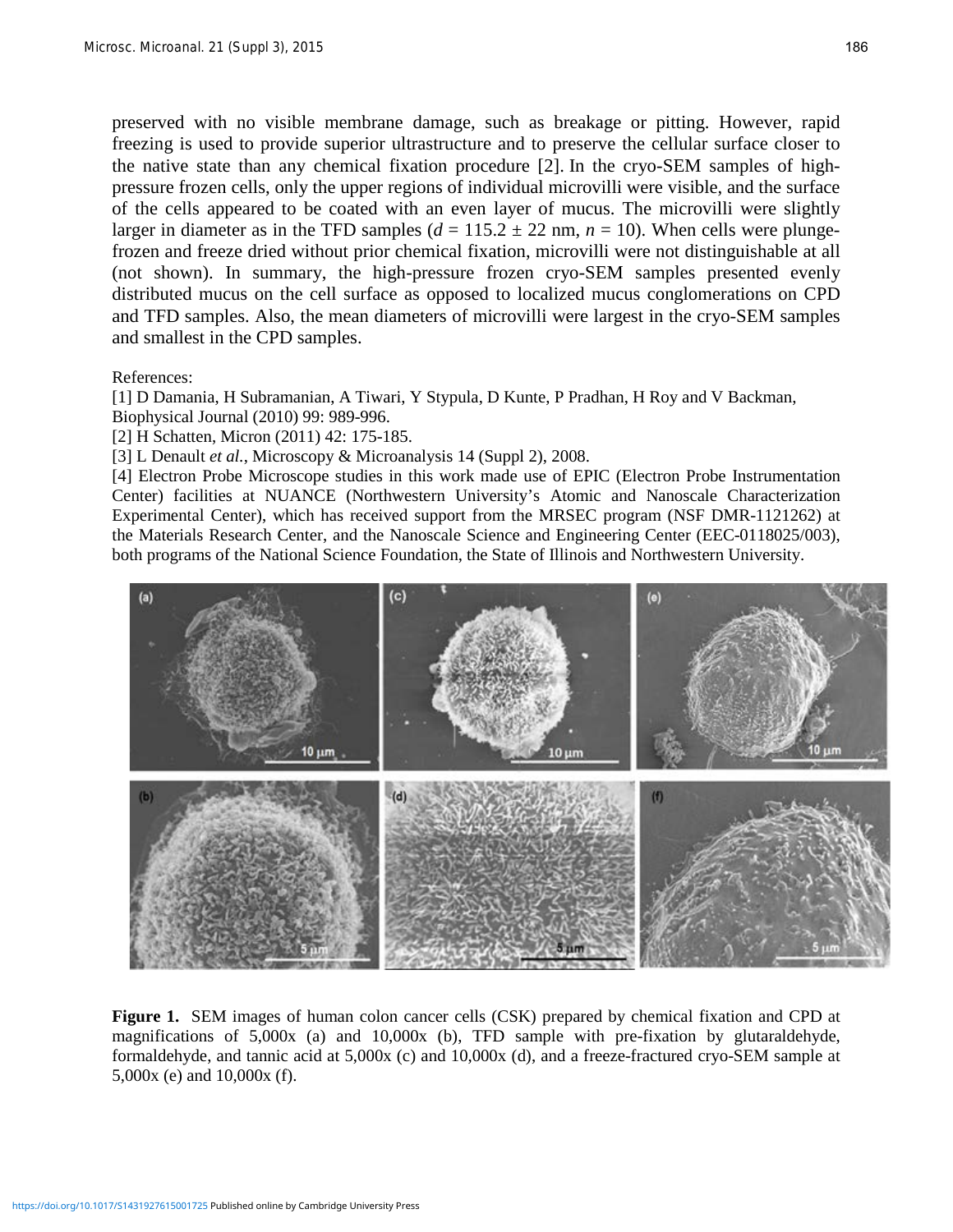preserved with no visible membrane damage, such as breakage or pitting. However, rapid freezing is used to provide superior ultrastructure and to preserve the cellular surface closer to the native state than any chemical fixation procedure [2]. In the cryo-SEM samples of high-pressure frozen cells, only the upper regions of individual microvilli were visible, and the surface of the cells appeared to be coated with an even layer of mucus. The microvilli were slightly larger in diameter as in the TFD samples ($d$ = 115.2 ± 22 nm, $n$ = 10). When cells were plunge-frozen and freeze dried without prior chemical fixation, microvilli were not distinguishable at all (not shown). In summary, the high-pressure frozen cryo-SEM samples presented evenly distributed mucus on the cell surface as opposed to localized mucus conglomerations on CPD and TFD samples. Also, the mean diameters of microvilli were largest in the cryo-SEM samples and smallest in the CPD samples.

References:

[1] D Damania, H Subramanian, A Tiwari, Y Stypula, D Kunte, P Pradhan, H Roy and V Backman, Biophysical Journal (2010) 99: 989-996.

[2] H Schatten, Micron (2011) 42: 175-185.

[3] L Denault *et al.*, Microscopy & Microanalysis 14 (Suppl 2), 2008.

[4] Electron Probe Microscope studies in this work made use of EPIC (Electron Probe Instrumentation Center) facilities at NUANCE (Northwestern University's Atomic and Nanoscale Characterization Experimental Center), which has received support from the MRSEC program (NSF DMR-1121262) at the Materials Research Center, and the Nanoscale Science and Engineering Center (EEC-0118025/003), both programs of the National Science Foundation, the State of Illinois and Northwestern University.

**Figure 1.** SEM images of human colon cancer cells (CSK) prepared by chemical fixation and CPD at magnifications of 5,000x (a) and 10,000x (b), TFD sample with pre-fixation by glutaraldehyde, formaldehyde, and tannic acid at 5,000x (c) and 10,000x (d), and a freeze-fractured cryo-SEM sample at 5,000x (e) and 10,000x (f).